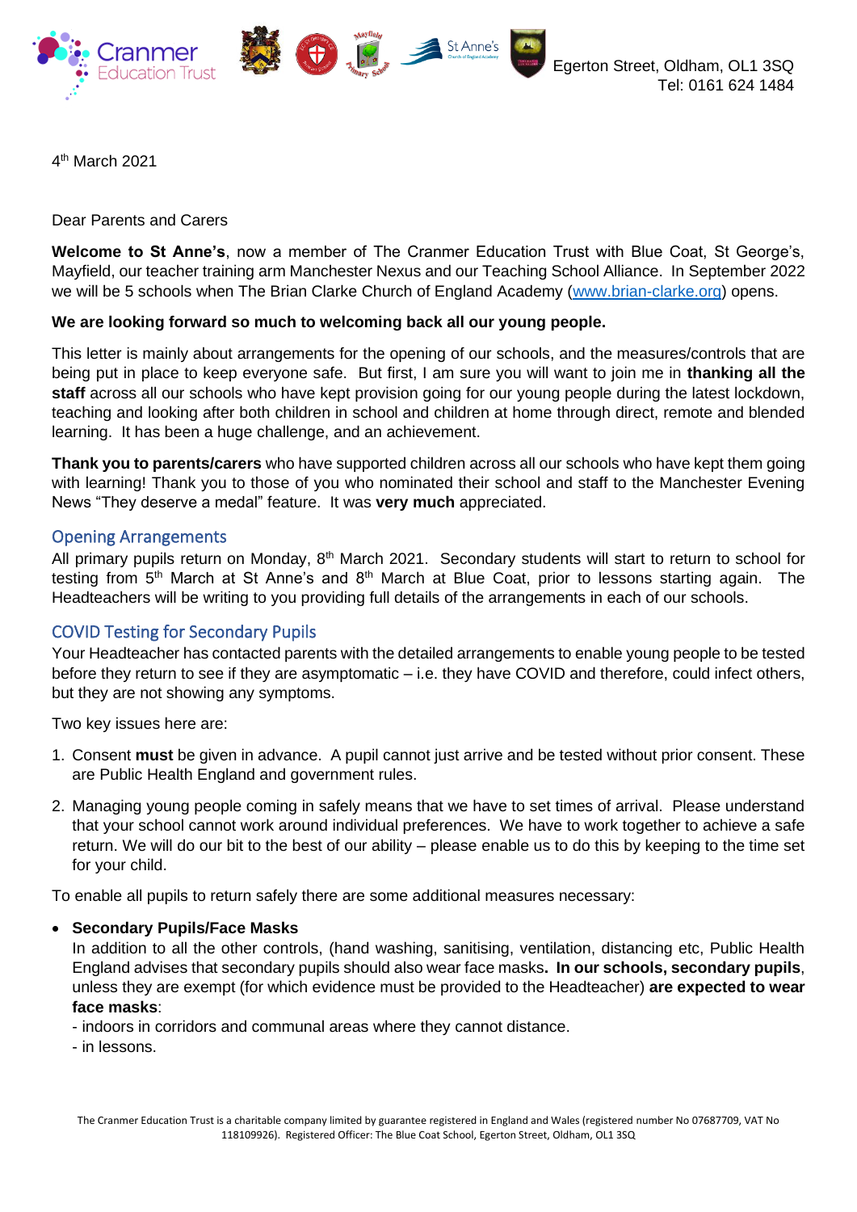Cranmer Education Trust

Egerton Street, Oldham, OL1 3SQ
Tel: 0161 624 1484

4th March 2021

Dear Parents and Carers

**Welcome to St Anne's**, now a member of The Cranmer Education Trust with Blue Coat, St George's, Mayfield, our teacher training arm Manchester Nexus and our Teaching School Alliance. In September 2022 we will be 5 schools when The Brian Clarke Church of England Academy (www.brian-clarke.org) opens.

**We are looking forward so much to welcoming back all our young people.**

This letter is mainly about arrangements for the opening of our schools, and the measures/controls that are being put in place to keep everyone safe. But first, I am sure you will want to join me in **thanking all the staff** across all our schools who have kept provision going for our young people during the latest lockdown, teaching and looking after both children in school and children at home through direct, remote and blended learning. It has been a huge challenge, and an achievement.

**Thank you to parents/carers** who have supported children across all our schools who have kept them going with learning! Thank you to those of you who nominated their school and staff to the Manchester Evening News "They deserve a medal" feature. It was **very much** appreciated.

## Opening Arrangements

All primary pupils return on Monday, 8th March 2021. Secondary students will start to return to school for testing from 5th March at St Anne's and 8th March at Blue Coat, prior to lessons starting again. The Headteachers will be writing to you providing full details of the arrangements in each of our schools.

## COVID Testing for Secondary Pupils

Your Headteacher has contacted parents with the detailed arrangements to enable young people to be tested before they return to see if they are asymptomatic – i.e. they have COVID and therefore, could infect others, but they are not showing any symptoms.

Two key issues here are:

1. Consent **must** be given in advance. A pupil cannot just arrive and be tested without prior consent. These are Public Health England and government rules.
2. Managing young people coming in safely means that we have to set times of arrival. Please understand that your school cannot work around individual preferences. We have to work together to achieve a safe return. We will do our bit to the best of our ability – please enable us to do this by keeping to the time set for your child.

To enable all pupils to return safely there are some additional measures necessary:

- **Secondary Pupils/Face Masks**

  In addition to all the other controls, (hand washing, sanitising, ventilation, distancing etc, Public Health England advises that secondary pupils should also wear face masks**. In our schools, secondary pupils**, unless they are exempt (for which evidence must be provided to the Headteacher) **are expected to wear face masks**:

  - indoors in corridors and communal areas where they cannot distance.
  - in lessons.

The Cranmer Education Trust is a charitable company limited by guarantee registered in England and Wales (registered number No 07687709, VAT No 118109926). Registered Officer: The Blue Coat School, Egerton Street, Oldham, OL1 3SQ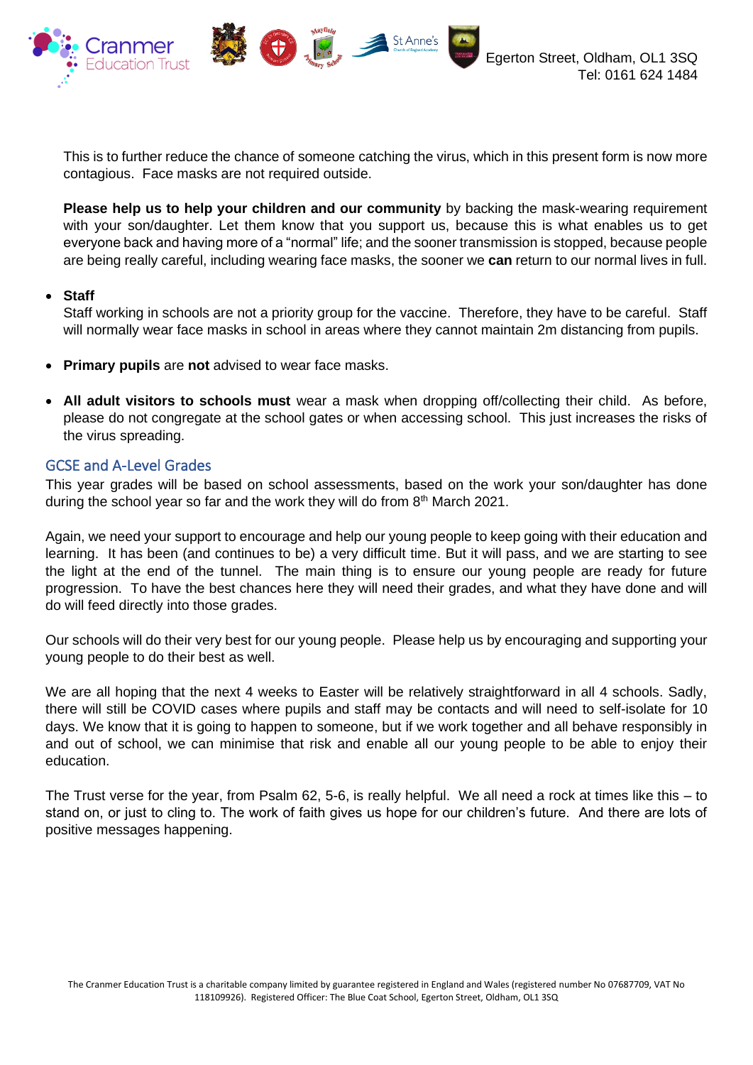This is to further reduce the chance of someone catching the virus, which in this present form is now more contagious. Face masks are not required outside.

**Please help us to help your children and our community** by backing the mask-wearing requirement with your son/daughter. Let them know that you support us, because this is what enables us to get everyone back and having more of a "normal" life; and the sooner transmission is stopped, because people are being really careful, including wearing face masks, the sooner we **can** return to our normal lives in full.

- **Staff**
  Staff working in schools are not a priority group for the vaccine. Therefore, they have to be careful. Staff will normally wear face masks in school in areas where they cannot maintain 2m distancing from pupils.

- **Primary pupils** are **not** advised to wear face masks.

- **All adult visitors to schools must** wear a mask when dropping off/collecting their child. As before, please do not congregate at the school gates or when accessing school. This just increases the risks of the virus spreading.

## GCSE and A-Level Grades

This year grades will be based on school assessments, based on the work your son/daughter has done during the school year so far and the work they will do from 8th March 2021.

Again, we need your support to encourage and help our young people to keep going with their education and learning. It has been (and continues to be) a very difficult time. But it will pass, and we are starting to see the light at the end of the tunnel. The main thing is to ensure our young people are ready for future progression. To have the best chances here they will need their grades, and what they have done and will do will feed directly into those grades.

Our schools will do their very best for our young people. Please help us by encouraging and supporting your young people to do their best as well.

We are all hoping that the next 4 weeks to Easter will be relatively straightforward in all 4 schools. Sadly, there will still be COVID cases where pupils and staff may be contacts and will need to self-isolate for 10 days. We know that it is going to happen to someone, but if we work together and all behave responsibly in and out of school, we can minimise that risk and enable all our young people to be able to enjoy their education.

The Trust verse for the year, from Psalm 62, 5-6, is really helpful. We all need a rock at times like this – to stand on, or just to cling to. The work of faith gives us hope for our children's future. And there are lots of positive messages happening.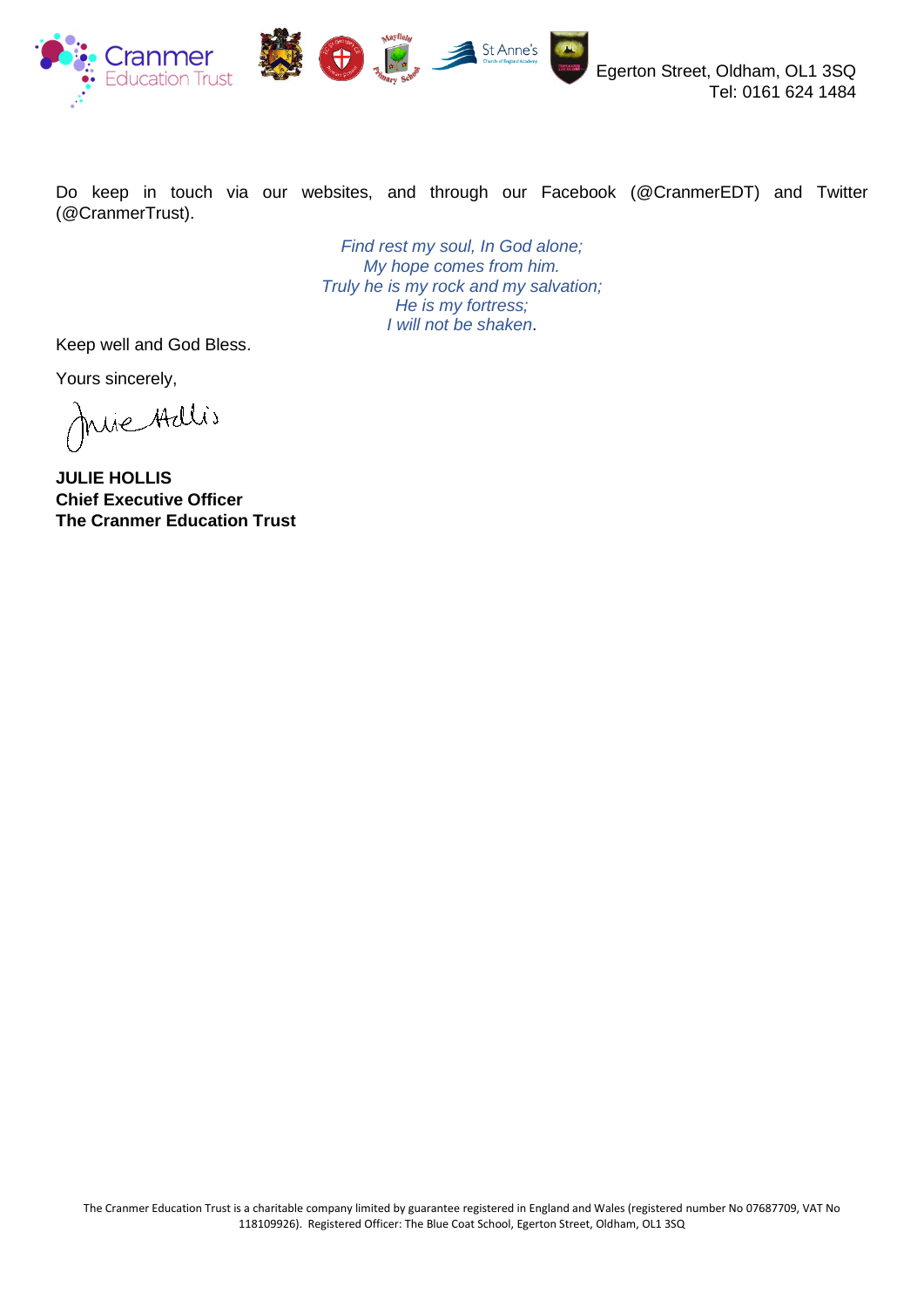Egerton Street, Oldham, OL1 3SQ
Tel: 0161 624 1484

Do keep in touch via our websites, and through our Facebook (@CranmerEDT) and Twitter (@CranmerTrust).

*Find rest my soul, In God alone;*
*My hope comes from him.*
*Truly he is my rock and my salvation;*
*He is my fortress;*
*I will not be shaken*.

Keep well and God Bless.

Yours sincerely,

Julie Hollis

**JULIE HOLLIS**
**Chief Executive Officer**
**The Cranmer Education Trust**

The Cranmer Education Trust is a charitable company limited by guarantee registered in England and Wales (registered number No 07687709, VAT No 118109926). Registered Officer: The Blue Coat School, Egerton Street, Oldham, OL1 3SQ